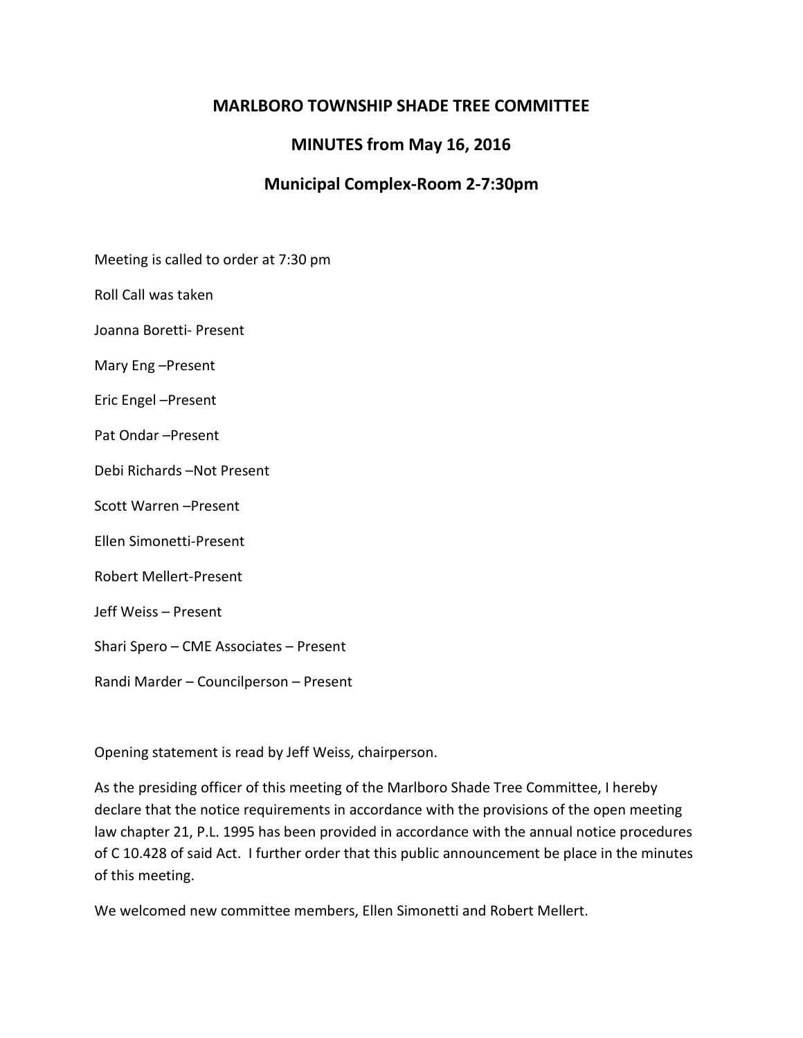# MARLBORO TOWNSHIP SHADE TREE COMMITTEE

## MINUTES from May 16, 2016

## Municipal Complex-Room 2-7:30pm

Meeting is called to order at 7:30 pm

Roll Call was taken

Joanna Boretti- Present

Mary Eng –Present

Eric Engel –Present

Pat Ondar –Present

Debi Richards –Not Present

Scott Warren –Present

Ellen Simonetti-Present

Robert Mellert-Present

Jeff Weiss – Present

Shari Spero – CME Associates – Present

Randi Marder – Councilperson – Present

Opening statement is read by Jeff Weiss, chairperson.

As the presiding officer of this meeting of the Marlboro Shade Tree Committee, I hereby declare that the notice requirements in accordance with the provisions of the open meeting law chapter 21, P.L. 1995 has been provided in accordance with the annual notice procedures of C 10.428 of said Act. I further order that this public announcement be place in the minutes of this meeting.

We welcomed new committee members, Ellen Simonetti and Robert Mellert.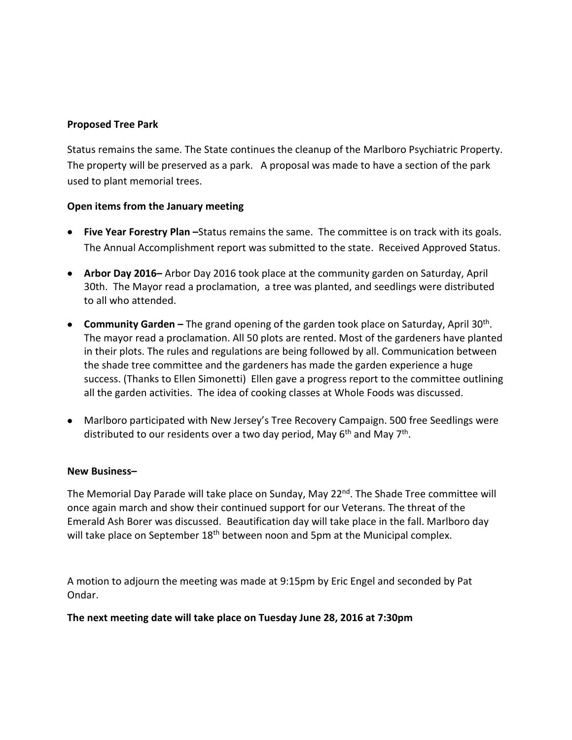**Proposed Tree Park**

Status remains the same. The State continues the cleanup of the Marlboro Psychiatric Property. The property will be preserved as a park. A proposal was made to have a section of the park used to plant memorial trees.

**Open items from the January meeting**

- **Five Year Forestry Plan –**Status remains the same. The committee is on track with its goals. The Annual Accomplishment report was submitted to the state. Received Approved Status.
- **Arbor Day 2016–** Arbor Day 2016 took place at the community garden on Saturday, April 30th. The Mayor read a proclamation, a tree was planted, and seedlings were distributed to all who attended.
- **Community Garden –** The grand opening of the garden took place on Saturday, April 30th. The mayor read a proclamation. All 50 plots are rented. Most of the gardeners have planted in their plots. The rules and regulations are being followed by all. Communication between the shade tree committee and the gardeners has made the garden experience a huge success. (Thanks to Ellen Simonetti) Ellen gave a progress report to the committee outlining all the garden activities. The idea of cooking classes at Whole Foods was discussed.
- Marlboro participated with New Jersey's Tree Recovery Campaign. 500 free Seedlings were distributed to our residents over a two day period, May 6th and May 7th.

**New Business–**

The Memorial Day Parade will take place on Sunday, May 22nd. The Shade Tree committee will once again march and show their continued support for our Veterans. The threat of the Emerald Ash Borer was discussed. Beautification day will take place in the fall. Marlboro day will take place on September 18th between noon and 5pm at the Municipal complex.

A motion to adjourn the meeting was made at 9:15pm by Eric Engel and seconded by Pat Ondar.

**The next meeting date will take place on Tuesday June 28, 2016 at 7:30pm**